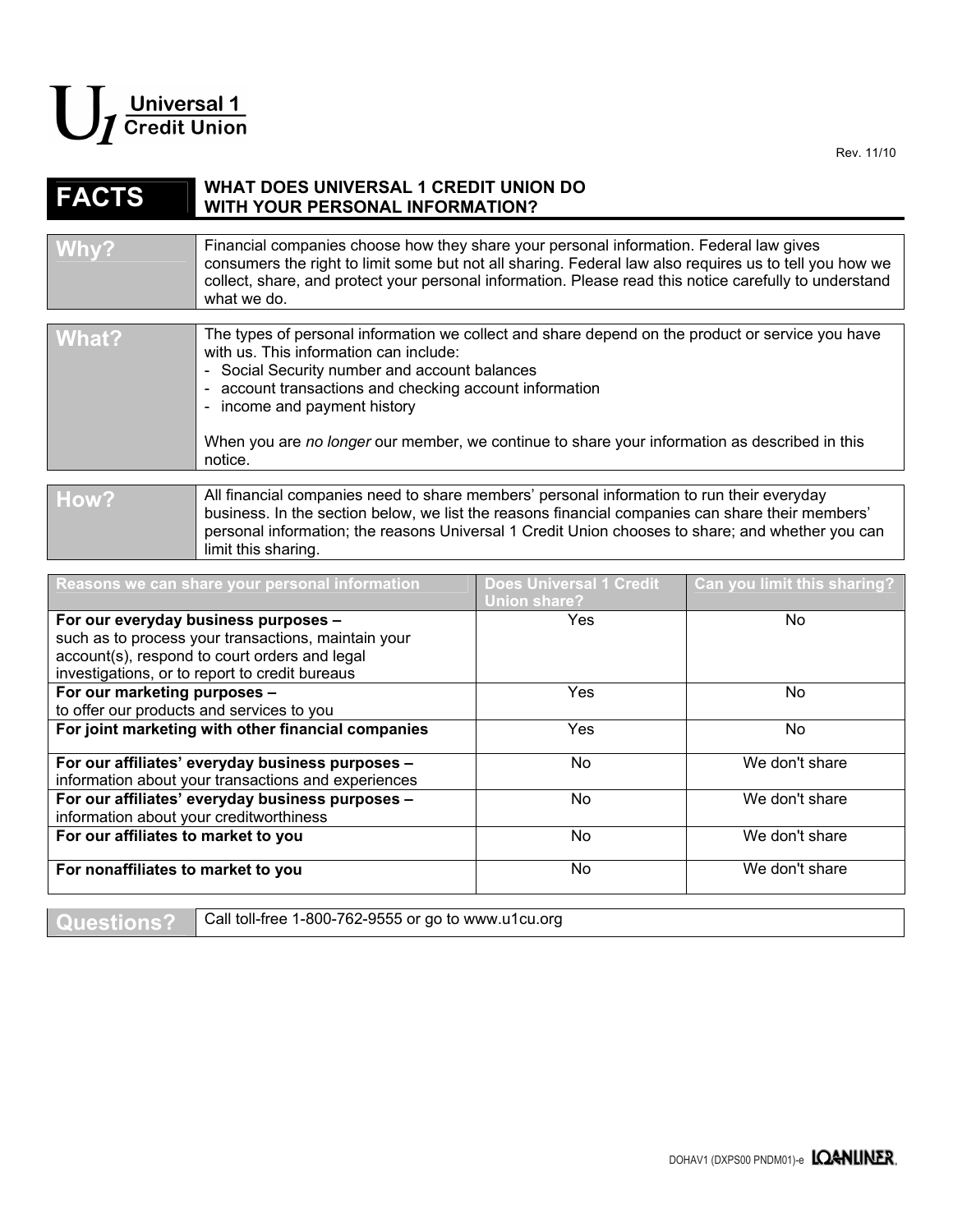Universal 1 Credit Union

Rev. 11/10

# FACTS — WHAT DOES UNIVERSAL 1 CREDIT UNION DO WITH YOUR PERSONAL INFORMATION?

## Why?

Financial companies choose how they share your personal information. Federal law gives consumers the right to limit some but not all sharing. Federal law also requires us to tell you how we collect, share, and protect your personal information. Please read this notice carefully to understand what we do.

## What?

The types of personal information we collect and share depend on the product or service you have with us. This information can include:

- Social Security number and account balances
- account transactions and checking account information
- income and payment history

When you are *no longer* our member, we continue to share your information as described in this notice.

## How?

All financial companies need to share members' personal information to run their everyday business. In the section below, we list the reasons financial companies can share their members' personal information; the reasons Universal 1 Credit Union chooses to share; and whether you can limit this sharing.

| Reasons we can share your personal information | Does Universal 1 Credit Union share? | Can you limit this sharing? |
|---|---|---|
| **For our everyday business purposes –** such as to process your transactions, maintain your account(s), respond to court orders and legal investigations, or to report to credit bureaus | Yes | No |
| **For our marketing purposes –** to offer our products and services to you | Yes | No |
| **For joint marketing with other financial companies** | Yes | No |
| **For our affiliates' everyday business purposes –** information about your transactions and experiences | No | We don't share |
| **For our affiliates' everyday business purposes –** information about your creditworthiness | No | We don't share |
| **For our affiliates to market to you** | No | We don't share |
| **For nonaffiliates to market to you** | No | We don't share |

## Questions?

Call toll-free 1-800-762-9555 or go to www.u1cu.org

DOHAV1 (DXPS00 PNDM01)-e LOANLINER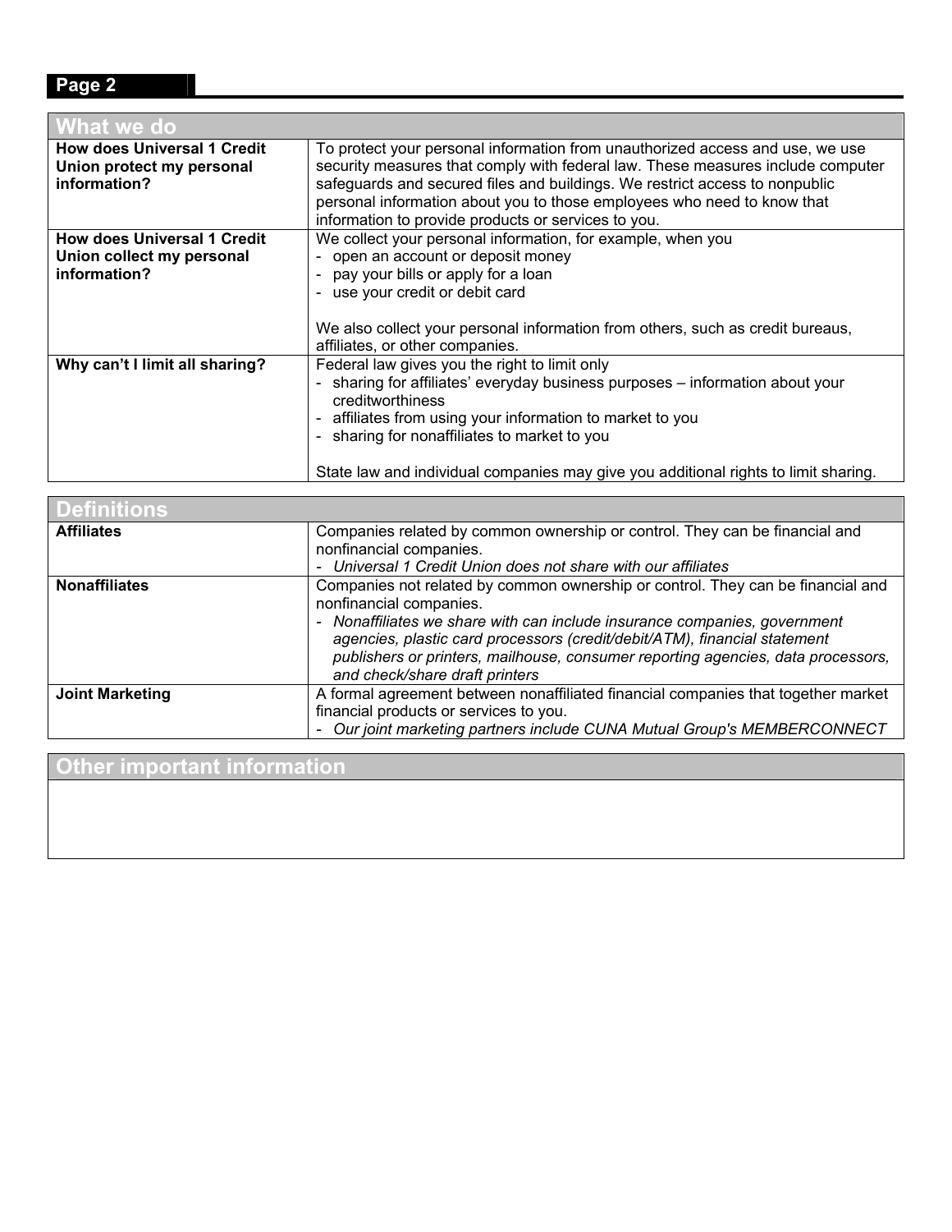| What we do | |
|---|---|
| **How does Universal 1 Credit Union protect my personal information?** | To protect your personal information from unauthorized access and use, we use security measures that comply with federal law. These measures include computer safeguards and secured files and buildings. We restrict access to nonpublic personal information about you to those employees who need to know that information to provide products or services to you. |
| **How does Universal 1 Credit Union collect my personal information?** | We collect your personal information, for example, when you<br>- open an account or deposit money<br>- pay your bills or apply for a loan<br>- use your credit or debit card<br><br>We also collect your personal information from others, such as credit bureaus, affiliates, or other companies. |
| **Why can't I limit all sharing?** | Federal law gives you the right to limit only<br>- sharing for affiliates' everyday business purposes – information about your creditworthiness<br>- affiliates from using your information to market to you<br>- sharing for nonaffiliates to market to you<br><br>State law and individual companies may give you additional rights to limit sharing. |

| Definitions | |
|---|---|
| **Affiliates** | Companies related by common ownership or control. They can be financial and nonfinancial companies.<br>- *Universal 1 Credit Union does not share with our affiliates* |
| **Nonaffiliates** | Companies not related by common ownership or control. They can be financial and nonfinancial companies.<br>- *Nonaffiliates we share with can include insurance companies, government agencies, plastic card processors (credit/debit/ATM), financial statement publishers or printers, mailhouse, consumer reporting agencies, data processors, and check/share draft printers* |
| **Joint Marketing** | A formal agreement between nonaffiliated financial companies that together market financial products or services to you.<br>- *Our joint marketing partners include CUNA Mutual Group's MEMBERCONNECT* |

## Other important information